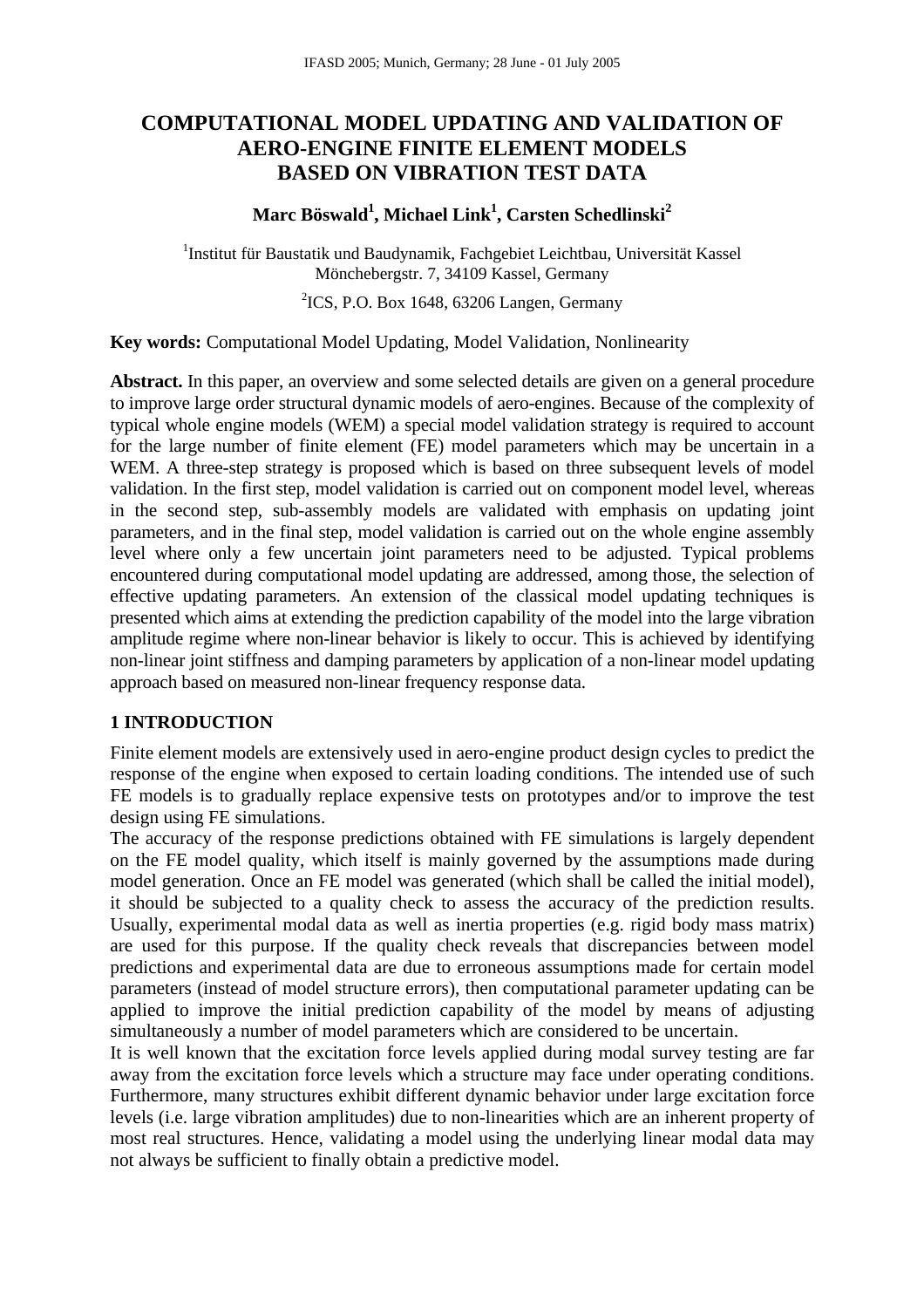# COMPUTATIONAL MODEL UPDATING AND VALIDATION OF AERO-ENGINE FINITE ELEMENT MODELS BASED ON VIBRATION TEST DATA

**Marc Böswald[1], Michael Link[1], Carsten Schedlinski[2]**

[1]Institut für Baustatik und Baudynamik, Fachgebiet Leichtbau, Universität Kassel
Mönchebergstr. 7, 34109 Kassel, Germany

[2]ICS, P.O. Box 1648, 63206 Langen, Germany

**Key words:** Computational Model Updating, Model Validation, Nonlinearity

**Abstract.** In this paper, an overview and some selected details are given on a general procedure to improve large order structural dynamic models of aero-engines. Because of the complexity of typical whole engine models (WEM) a special model validation strategy is required to account for the large number of finite element (FE) model parameters which may be uncertain in a WEM. A three-step strategy is proposed which is based on three subsequent levels of model validation. In the first step, model validation is carried out on component model level, whereas in the second step, sub-assembly models are validated with emphasis on updating joint parameters, and in the final step, model validation is carried out on the whole engine assembly level where only a few uncertain joint parameters need to be adjusted. Typical problems encountered during computational model updating are addressed, among those, the selection of effective updating parameters. An extension of the classical model updating techniques is presented which aims at extending the prediction capability of the model into the large vibration amplitude regime where non-linear behavior is likely to occur. This is achieved by identifying non-linear joint stiffness and damping parameters by application of a non-linear model updating approach based on measured non-linear frequency response data.

## 1 INTRODUCTION

Finite element models are extensively used in aero-engine product design cycles to predict the response of the engine when exposed to certain loading conditions. The intended use of such FE models is to gradually replace expensive tests on prototypes and/or to improve the test design using FE simulations.

The accuracy of the response predictions obtained with FE simulations is largely dependent on the FE model quality, which itself is mainly governed by the assumptions made during model generation. Once an FE model was generated (which shall be called the initial model), it should be subjected to a quality check to assess the accuracy of the prediction results. Usually, experimental modal data as well as inertia properties (e.g. rigid body mass matrix) are used for this purpose. If the quality check reveals that discrepancies between model predictions and experimental data are due to erroneous assumptions made for certain model parameters (instead of model structure errors), then computational parameter updating can be applied to improve the initial prediction capability of the model by means of adjusting simultaneously a number of model parameters which are considered to be uncertain.

It is well known that the excitation force levels applied during modal survey testing are far away from the excitation force levels which a structure may face under operating conditions. Furthermore, many structures exhibit different dynamic behavior under large excitation force levels (i.e. large vibration amplitudes) due to non-linearities which are an inherent property of most real structures. Hence, validating a model using the underlying linear modal data may not always be sufficient to finally obtain a predictive model.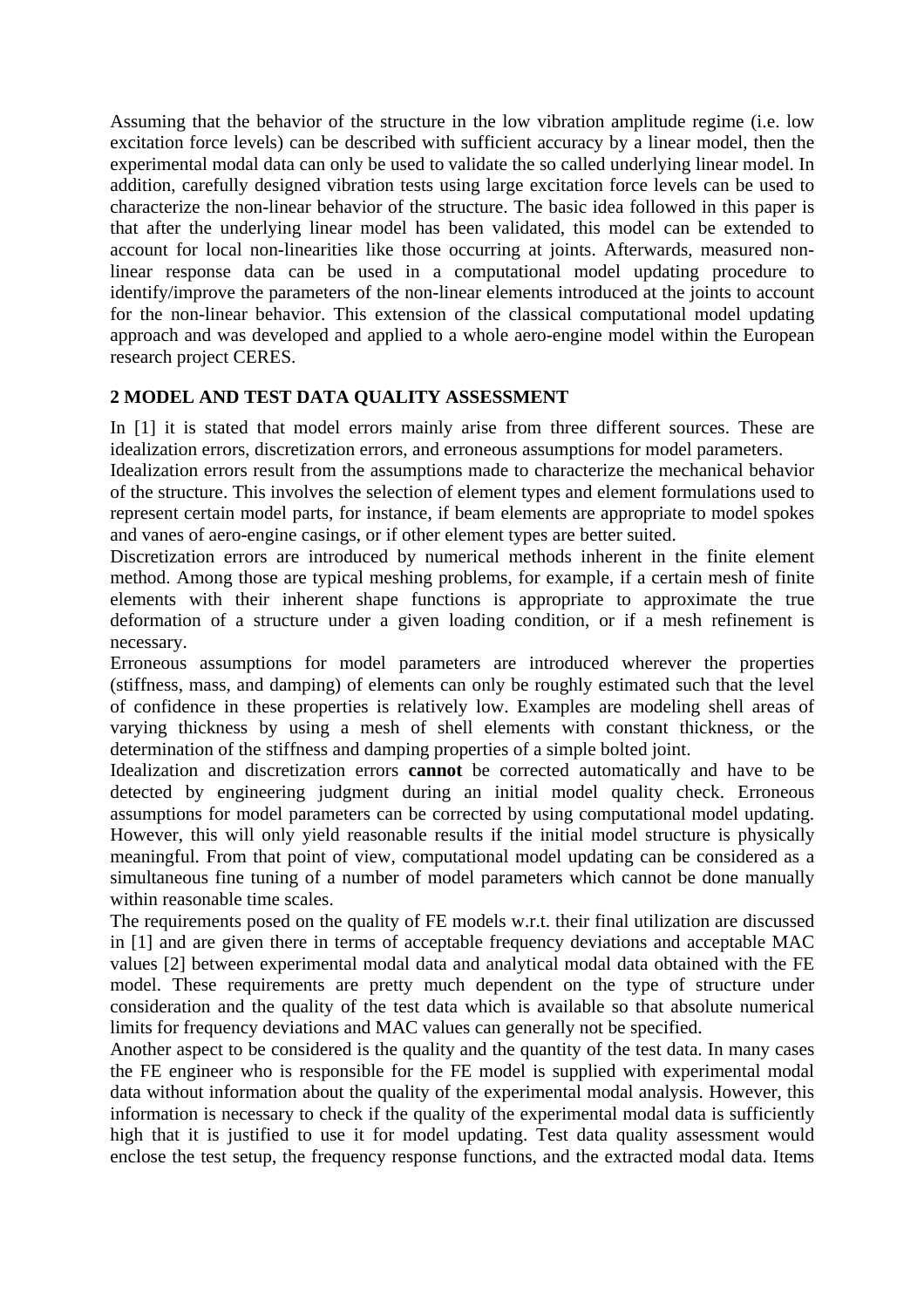Assuming that the behavior of the structure in the low vibration amplitude regime (i.e. low excitation force levels) can be described with sufficient accuracy by a linear model, then the experimental modal data can only be used to validate the so called underlying linear model. In addition, carefully designed vibration tests using large excitation force levels can be used to characterize the non-linear behavior of the structure. The basic idea followed in this paper is that after the underlying linear model has been validated, this model can be extended to account for local non-linearities like those occurring at joints. Afterwards, measured non-linear response data can be used in a computational model updating procedure to identify/improve the parameters of the non-linear elements introduced at the joints to account for the non-linear behavior. This extension of the classical computational model updating approach and was developed and applied to a whole aero-engine model within the European research project CERES.

## 2 MODEL AND TEST DATA QUALITY ASSESSMENT

In [1] it is stated that model errors mainly arise from three different sources. These are idealization errors, discretization errors, and erroneous assumptions for model parameters.

Idealization errors result from the assumptions made to characterize the mechanical behavior of the structure. This involves the selection of element types and element formulations used to represent certain model parts, for instance, if beam elements are appropriate to model spokes and vanes of aero-engine casings, or if other element types are better suited.

Discretization errors are introduced by numerical methods inherent in the finite element method. Among those are typical meshing problems, for example, if a certain mesh of finite elements with their inherent shape functions is appropriate to approximate the true deformation of a structure under a given loading condition, or if a mesh refinement is necessary.

Erroneous assumptions for model parameters are introduced wherever the properties (stiffness, mass, and damping) of elements can only be roughly estimated such that the level of confidence in these properties is relatively low. Examples are modeling shell areas of varying thickness by using a mesh of shell elements with constant thickness, or the determination of the stiffness and damping properties of a simple bolted joint.

Idealization and discretization errors **cannot** be corrected automatically and have to be detected by engineering judgment during an initial model quality check. Erroneous assumptions for model parameters can be corrected by using computational model updating. However, this will only yield reasonable results if the initial model structure is physically meaningful. From that point of view, computational model updating can be considered as a simultaneous fine tuning of a number of model parameters which cannot be done manually within reasonable time scales.

The requirements posed on the quality of FE models w.r.t. their final utilization are discussed in [1] and are given there in terms of acceptable frequency deviations and acceptable MAC values [2] between experimental modal data and analytical modal data obtained with the FE model. These requirements are pretty much dependent on the type of structure under consideration and the quality of the test data which is available so that absolute numerical limits for frequency deviations and MAC values can generally not be specified.

Another aspect to be considered is the quality and the quantity of the test data. In many cases the FE engineer who is responsible for the FE model is supplied with experimental modal data without information about the quality of the experimental modal analysis. However, this information is necessary to check if the quality of the experimental modal data is sufficiently high that it is justified to use it for model updating. Test data quality assessment would enclose the test setup, the frequency response functions, and the extracted modal data. Items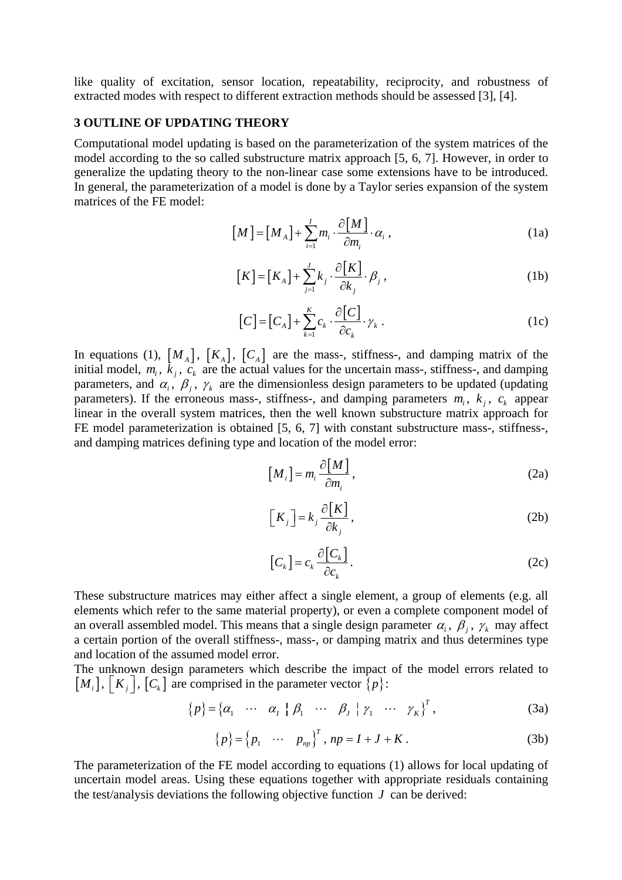like quality of excitation, sensor location, repeatability, reciprocity, and robustness of extracted modes with respect to different extraction methods should be assessed [3], [4].

## 3 OUTLINE OF UPDATING THEORY

Computational model updating is based on the parameterization of the system matrices of the model according to the so called substructure matrix approach [5, 6, 7]. However, in order to generalize the updating theory to the non-linear case some extensions have to be introduced. In general, the parameterization of a model is done by a Taylor series expansion of the system matrices of the FE model:

$$\left[M\right] = \left[M_A\right] + \sum_{i=1}^{I} m_i \cdot \frac{\partial\left[M\right]}{\partial m_i} \cdot \alpha_i \,, \tag{1a}$$

$$\left[K\right] = \left[K_A\right] + \sum_{j=1}^{J} k_j \cdot \frac{\partial\left[K\right]}{\partial k_j} \cdot \beta_j \,, \tag{1b}$$

$$\left[C\right] = \left[C_A\right] + \sum_{k=1}^{K} c_k \cdot \frac{\partial\left[C\right]}{\partial c_k} \cdot \gamma_k \,. \tag{1c}$$

In equations (1), $\left[M_A\right]$, $\left[K_A\right]$, $\left[C_A\right]$ are the mass-, stiffness-, and damping matrix of the initial model, $m_i$, $k_j$, $c_k$ are the actual values for the uncertain mass-, stiffness-, and damping parameters, and $\alpha_i$, $\beta_j$, $\gamma_k$ are the dimensionless design parameters to be updated (updating parameters). If the erroneous mass-, stiffness-, and damping parameters $m_i$, $k_j$, $c_k$ appear linear in the overall system matrices, then the well known substructure matrix approach for FE model parameterization is obtained [5, 6, 7] with constant substructure mass-, stiffness-, and damping matrices defining type and location of the model error:

$$\left[M_i\right] = m_i \frac{\partial\left[M\right]}{\partial m_i} \,, \tag{2a}$$

$$\left[K_j\right] = k_j \frac{\partial\left[K\right]}{\partial k_j} \,, \tag{2b}$$

$$\left[C_k\right] = c_k \frac{\partial\left[C_k\right]}{\partial c_k} \,. \tag{2c}$$

These substructure matrices may either affect a single element, a group of elements (e.g. all elements which refer to the same material property), or even a complete component model of an overall assembled model. This means that a single design parameter $\alpha_i$, $\beta_j$, $\gamma_k$ may affect a certain portion of the overall stiffness-, mass-, or damping matrix and thus determines type and location of the assumed model error.

The unknown design parameters which describe the impact of the model errors related to $\left[M_i\right]$, $\left[K_j\right]$, $\left[C_k\right]$ are comprised in the parameter vector $\{p\}$:

$$\{p\} = \{\alpha_1 \;\; \cdots \;\; \alpha_I \;\vert\; \beta_1 \;\; \cdots \;\; \beta_J \;\vert\; \gamma_1 \;\; \cdots \;\; \gamma_K\}^T \,, \tag{3a}$$

$$\{p\} = \{p_1 \;\; \cdots \;\; p_{np}\}^T \,,\; np = I + J + K \,. \tag{3b}$$

The parameterization of the FE model according to equations (1) allows for local updating of uncertain model areas. Using these equations together with appropriate residuals containing the test/analysis deviations the following objective function $J$ can be derived: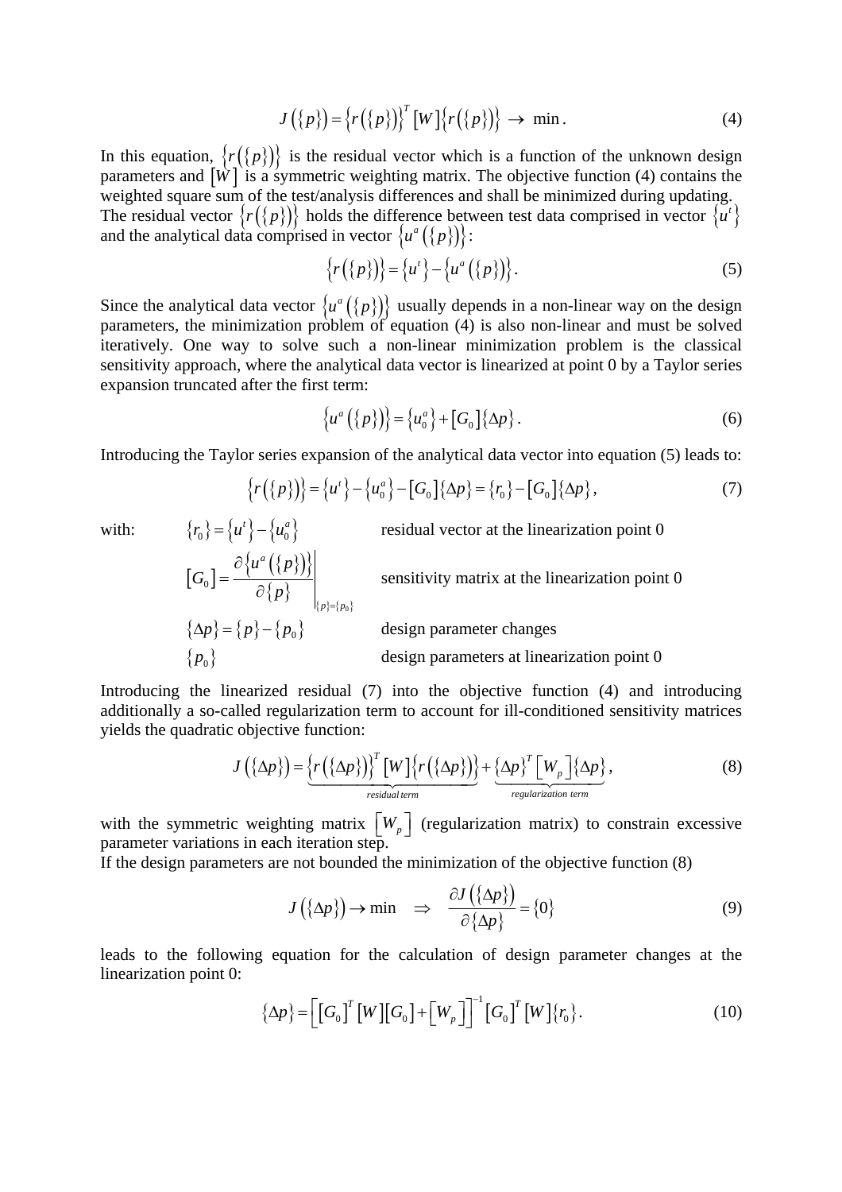$$J\left(\{p\}\right)=\left\{r\left(\{p\}\right)\right\}^{T}\left[W\right]\left\{r\left(\{p\}\right)\right\} \rightarrow \text{ min}. \tag{4}$$

In this equation, $\left\{r\left(\{p\}\right)\right\}$ is the residual vector which is a function of the unknown design parameters and $\left[W\right]$ is a symmetric weighting matrix. The objective function (4) contains the weighted square sum of the test/analysis differences and shall be minimized during updating.
The residual vector $\left\{r\left(\{p\}\right)\right\}$ holds the difference between test data comprised in vector $\left\{u^{t}\right\}$ and the analytical data comprised in vector $\left\{u^{a}\left(\{p\}\right)\right\}$:

$$\left\{r\left(\{p\}\right)\right\}=\left\{u^{t}\right\}-\left\{u^{a}\left(\{p\}\right)\right\}. \tag{5}$$

Since the analytical data vector $\left\{u^{a}\left(\{p\}\right)\right\}$ usually depends in a non-linear way on the design parameters, the minimization problem of equation (4) is also non-linear and must be solved iteratively. One way to solve such a non-linear minimization problem is the classical sensitivity approach, where the analytical data vector is linearized at point 0 by a Taylor series expansion truncated after the first term:

$$\left\{u^{a}\left(\{p\}\right)\right\}=\left\{u_{0}^{a}\right\}+\left[G_{0}\right]\left\{\Delta p\right\}. \tag{6}$$

Introducing the Taylor series expansion of the analytical data vector into equation (5) leads to:

$$\left\{r\left(\{p\}\right)\right\}=\left\{u^{t}\right\}-\left\{u_{0}^{a}\right\}-\left[G_{0}\right]\left\{\Delta p\right\}=\left\{r_{0}\right\}-\left[G_{0}\right]\left\{\Delta p\right\}, \tag{7}$$

with:

- $\left\{r_{0}\right\}=\left\{u^{t}\right\}-\left\{u_{0}^{a}\right\}$ — residual vector at the linearization point 0
- $\left[G_{0}\right]=\left.\dfrac{\partial\left\{u^{a}\left(\{p\}\right)\right\}}{\partial\{p\}}\right|_{\{p\}=\{p_{0}\}}$ — sensitivity matrix at the linearization point 0
- $\left\{\Delta p\right\}=\left\{p\right\}-\left\{p_{0}\right\}$ — design parameter changes
- $\left\{p_{0}\right\}$ — design parameters at linearization point 0

Introducing the linearized residual (7) into the objective function (4) and introducing additionally a so-called regularization term to account for ill-conditioned sensitivity matrices yields the quadratic objective function:

$$J\left(\{\Delta p\}\right)=\underbrace{\left\{r\left(\{\Delta p\}\right)\right\}^{T}\left[W\right]\left\{r\left(\{\Delta p\}\right)\right\}}_{\text{residual term}}+\underbrace{\left\{\Delta p\right\}^{T}\left[W_{p}\right]\left\{\Delta p\right\}}_{\text{regularization term}}, \tag{8}$$

with the symmetric weighting matrix $\left[W_{p}\right]$ (regularization matrix) to constrain excessive parameter variations in each iteration step.
If the design parameters are not bounded the minimization of the objective function (8)

$$J\left(\{\Delta p\}\right)\rightarrow \text{min} \quad \Rightarrow \quad \frac{\partial J\left(\{\Delta p\}\right)}{\partial\{\Delta p\}}=\{0\} \tag{9}$$

leads to the following equation for the calculation of design parameter changes at the linearization point 0:

$$\left\{\Delta p\right\}=\left[\left[G_{0}\right]^{T}\left[W\right]\left[G_{0}\right]+\left[W_{p}\right]\right]^{-1}\left[G_{0}\right]^{T}\left[W\right]\left\{r_{0}\right\}. \tag{10}$$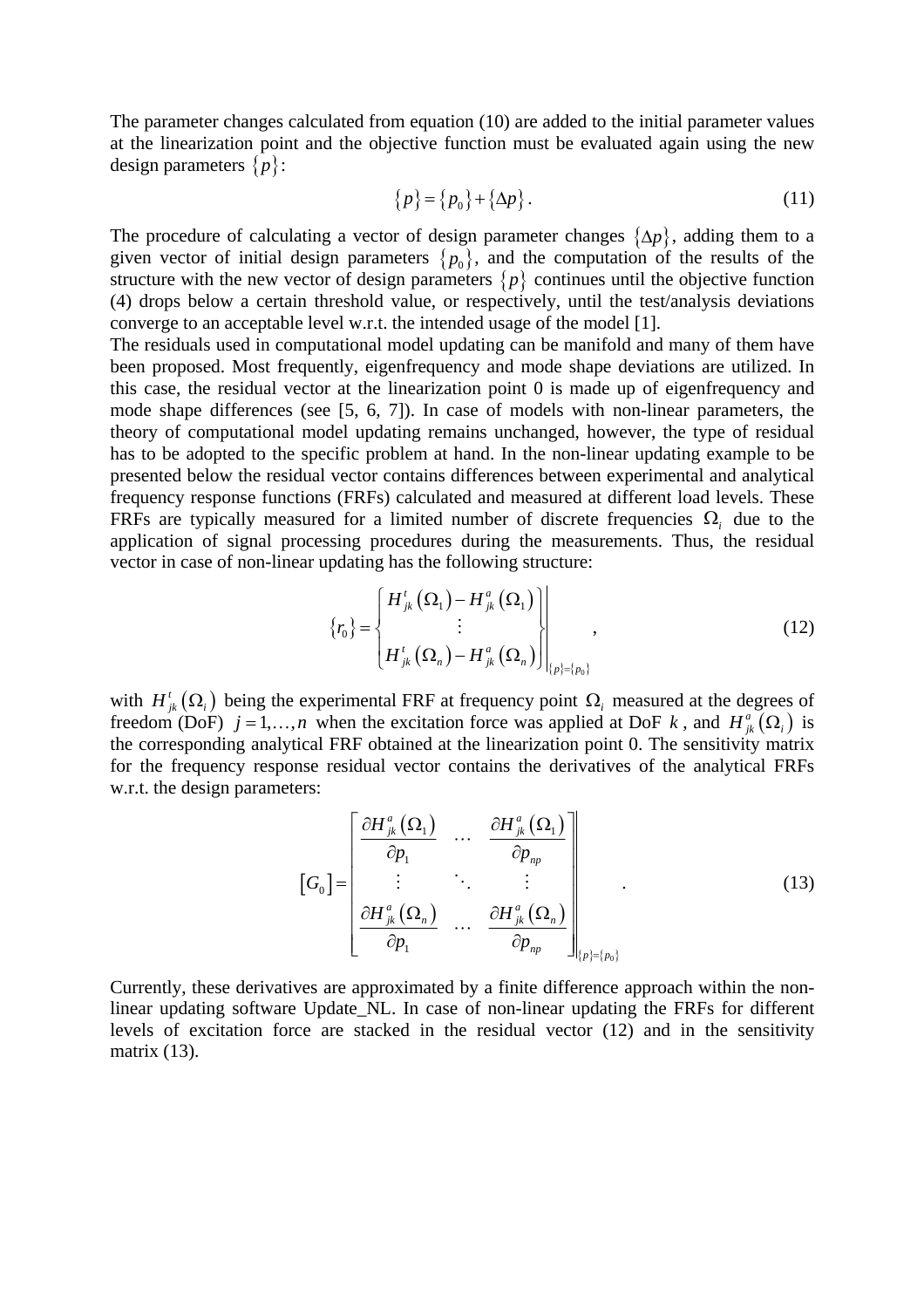The parameter changes calculated from equation (10) are added to the initial parameter values at the linearization point and the objective function must be evaluated again using the new design parameters $\{p\}$:

$$\{p\} = \{p_0\} + \{\Delta p\}. \tag{11}$$

The procedure of calculating a vector of design parameter changes $\{\Delta p\}$, adding them to a given vector of initial design parameters $\{p_0\}$, and the computation of the results of the structure with the new vector of design parameters $\{p\}$ continues until the objective function (4) drops below a certain threshold value, or respectively, until the test/analysis deviations converge to an acceptable level w.r.t. the intended usage of the model [1].

The residuals used in computational model updating can be manifold and many of them have been proposed. Most frequently, eigenfrequency and mode shape deviations are utilized. In this case, the residual vector at the linearization point 0 is made up of eigenfrequency and mode shape differences (see [5, 6, 7]). In case of models with non-linear parameters, the theory of computational model updating remains unchanged, however, the type of residual has to be adopted to the specific problem at hand. In the non-linear updating example to be presented below the residual vector contains differences between experimental and analytical frequency response functions (FRFs) calculated and measured at different load levels. These FRFs are typically measured for a limited number of discrete frequencies $\Omega_i$ due to the application of signal processing procedures during the measurements. Thus, the residual vector in case of non-linear updating has the following structure:

$$\{r_0\} = \left. \begin{Bmatrix} H^t_{jk}(\Omega_1) - H^a_{jk}(\Omega_1) \\ \vdots \\ H^t_{jk}(\Omega_n) - H^a_{jk}(\Omega_n) \end{Bmatrix} \right|_{\{p\}=\{p_0\}}, \tag{12}$$

with $H^t_{jk}(\Omega_i)$ being the experimental FRF at frequency point $\Omega_i$ measured at the degrees of freedom (DoF) $j = 1, \ldots, n$ when the excitation force was applied at DoF $k$, and $H^a_{jk}(\Omega_i)$ is the corresponding analytical FRF obtained at the linearization point 0. The sensitivity matrix for the frequency response residual vector contains the derivatives of the analytical FRFs w.r.t. the design parameters:

$$[G_0] = \left. \begin{bmatrix} \dfrac{\partial H^a_{jk}(\Omega_1)}{\partial p_1} & \cdots & \dfrac{\partial H^a_{jk}(\Omega_1)}{\partial p_{np}} \\ \vdots & \ddots & \vdots \\ \dfrac{\partial H^a_{jk}(\Omega_n)}{\partial p_1} & \cdots & \dfrac{\partial H^a_{jk}(\Omega_n)}{\partial p_{np}} \end{bmatrix} \right|_{\{p\}=\{p_0\}}. \tag{13}$$

Currently, these derivatives are approximated by a finite difference approach within the non-linear updating software Update_NL. In case of non-linear updating the FRFs for different levels of excitation force are stacked in the residual vector (12) and in the sensitivity matrix (13).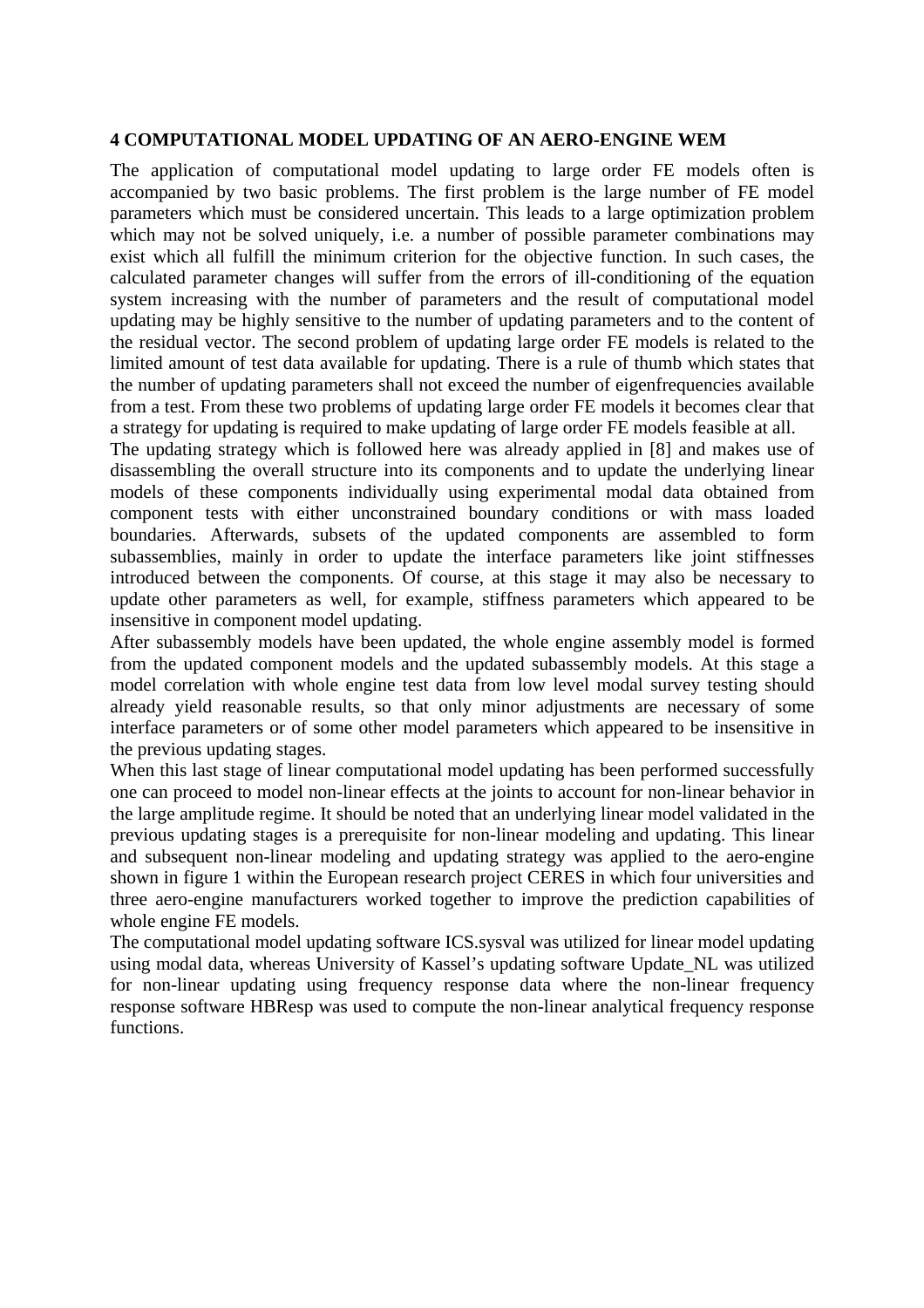## 4 COMPUTATIONAL MODEL UPDATING OF AN AERO-ENGINE WEM

The application of computational model updating to large order FE models often is accompanied by two basic problems. The first problem is the large number of FE model parameters which must be considered uncertain. This leads to a large optimization problem which may not be solved uniquely, i.e. a number of possible parameter combinations may exist which all fulfill the minimum criterion for the objective function. In such cases, the calculated parameter changes will suffer from the errors of ill-conditioning of the equation system increasing with the number of parameters and the result of computational model updating may be highly sensitive to the number of updating parameters and to the content of the residual vector. The second problem of updating large order FE models is related to the limited amount of test data available for updating. There is a rule of thumb which states that the number of updating parameters shall not exceed the number of eigenfrequencies available from a test. From these two problems of updating large order FE models it becomes clear that a strategy for updating is required to make updating of large order FE models feasible at all.

The updating strategy which is followed here was already applied in [8] and makes use of disassembling the overall structure into its components and to update the underlying linear models of these components individually using experimental modal data obtained from component tests with either unconstrained boundary conditions or with mass loaded boundaries. Afterwards, subsets of the updated components are assembled to form subassemblies, mainly in order to update the interface parameters like joint stiffnesses introduced between the components. Of course, at this stage it may also be necessary to update other parameters as well, for example, stiffness parameters which appeared to be insensitive in component model updating.

After subassembly models have been updated, the whole engine assembly model is formed from the updated component models and the updated subassembly models. At this stage a model correlation with whole engine test data from low level modal survey testing should already yield reasonable results, so that only minor adjustments are necessary of some interface parameters or of some other model parameters which appeared to be insensitive in the previous updating stages.

When this last stage of linear computational model updating has been performed successfully one can proceed to model non-linear effects at the joints to account for non-linear behavior in the large amplitude regime. It should be noted that an underlying linear model validated in the previous updating stages is a prerequisite for non-linear modeling and updating. This linear and subsequent non-linear modeling and updating strategy was applied to the aero-engine shown in figure 1 within the European research project CERES in which four universities and three aero-engine manufacturers worked together to improve the prediction capabilities of whole engine FE models.

The computational model updating software ICS.sysval was utilized for linear model updating using modal data, whereas University of Kassel's updating software Update_NL was utilized for non-linear updating using frequency response data where the non-linear frequency response software HBResp was used to compute the non-linear analytical frequency response functions.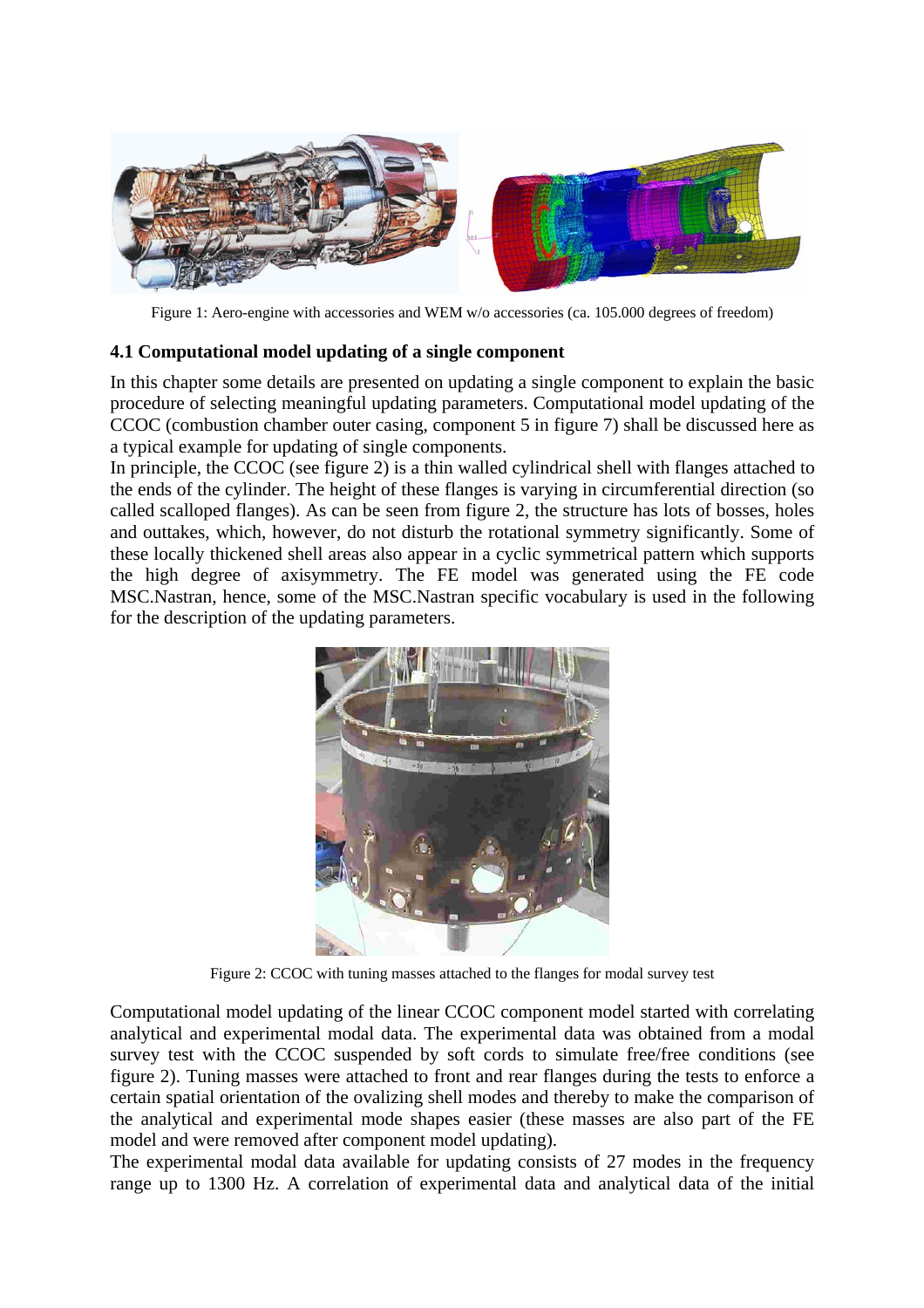Figure 1: Aero-engine with accessories and WEM w/o accessories (ca. 105.000 degrees of freedom)

### 4.1 Computational model updating of a single component

In this chapter some details are presented on updating a single component to explain the basic procedure of selecting meaningful updating parameters. Computational model updating of the CCOC (combustion chamber outer casing, component 5 in figure 7) shall be discussed here as a typical example for updating of single components.

In principle, the CCOC (see figure 2) is a thin walled cylindrical shell with flanges attached to the ends of the cylinder. The height of these flanges is varying in circumferential direction (so called scalloped flanges). As can be seen from figure 2, the structure has lots of bosses, holes and outtakes, which, however, do not disturb the rotational symmetry significantly. Some of these locally thickened shell areas also appear in a cyclic symmetrical pattern which supports the high degree of axisymmetry. The FE model was generated using the FE code MSC.Nastran, hence, some of the MSC.Nastran specific vocabulary is used in the following for the description of the updating parameters.

Figure 2: CCOC with tuning masses attached to the flanges for modal survey test

Computational model updating of the linear CCOC component model started with correlating analytical and experimental modal data. The experimental data was obtained from a modal survey test with the CCOC suspended by soft cords to simulate free/free conditions (see figure 2). Tuning masses were attached to front and rear flanges during the tests to enforce a certain spatial orientation of the ovalizing shell modes and thereby to make the comparison of the analytical and experimental mode shapes easier (these masses are also part of the FE model and were removed after component model updating).

The experimental modal data available for updating consists of 27 modes in the frequency range up to 1300 Hz. A correlation of experimental data and analytical data of the initial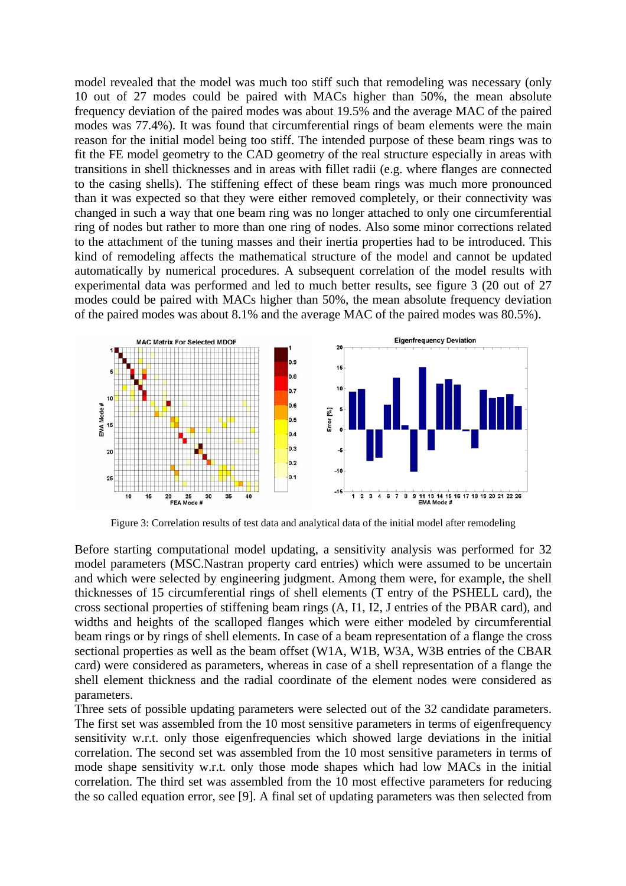model revealed that the model was much too stiff such that remodeling was necessary (only 10 out of 27 modes could be paired with MACs higher than 50%, the mean absolute frequency deviation of the paired modes was about 19.5% and the average MAC of the paired modes was 77.4%). It was found that circumferential rings of beam elements were the main reason for the initial model being too stiff. The intended purpose of these beam rings was to fit the FE model geometry to the CAD geometry of the real structure especially in areas with transitions in shell thicknesses and in areas with fillet radii (e.g. where flanges are connected to the casing shells). The stiffening effect of these beam rings was much more pronounced than it was expected so that they were either removed completely, or their connectivity was changed in such a way that one beam ring was no longer attached to only one circumferential ring of nodes but rather to more than one ring of nodes. Also some minor corrections related to the attachment of the tuning masses and their inertia properties had to be introduced. This kind of remodeling affects the mathematical structure of the model and cannot be updated automatically by numerical procedures. A subsequent correlation of the model results with experimental data was performed and led to much better results, see figure 3 (20 out of 27 modes could be paired with MACs higher than 50%, the mean absolute frequency deviation of the paired modes was about 8.1% and the average MAC of the paired modes was 80.5%).

Figure 3: Correlation results of test data and analytical data of the initial model after remodeling

Before starting computational model updating, a sensitivity analysis was performed for 32 model parameters (MSC.Nastran property card entries) which were assumed to be uncertain and which were selected by engineering judgment. Among them were, for example, the shell thicknesses of 15 circumferential rings of shell elements (T entry of the PSHELL card), the cross sectional properties of stiffening beam rings (A, I1, I2, J entries of the PBAR card), and widths and heights of the scalloped flanges which were either modeled by circumferential beam rings or by rings of shell elements. In case of a beam representation of a flange the cross sectional properties as well as the beam offset (W1A, W1B, W3A, W3B entries of the CBAR card) were considered as parameters, whereas in case of a shell representation of a flange the shell element thickness and the radial coordinate of the element nodes were considered as parameters.

Three sets of possible updating parameters were selected out of the 32 candidate parameters. The first set was assembled from the 10 most sensitive parameters in terms of eigenfrequency sensitivity w.r.t. only those eigenfrequencies which showed large deviations in the initial correlation. The second set was assembled from the 10 most sensitive parameters in terms of mode shape sensitivity w.r.t. only those mode shapes which had low MACs in the initial correlation. The third set was assembled from the 10 most effective parameters for reducing the so called equation error, see [9]. A final set of updating parameters was then selected from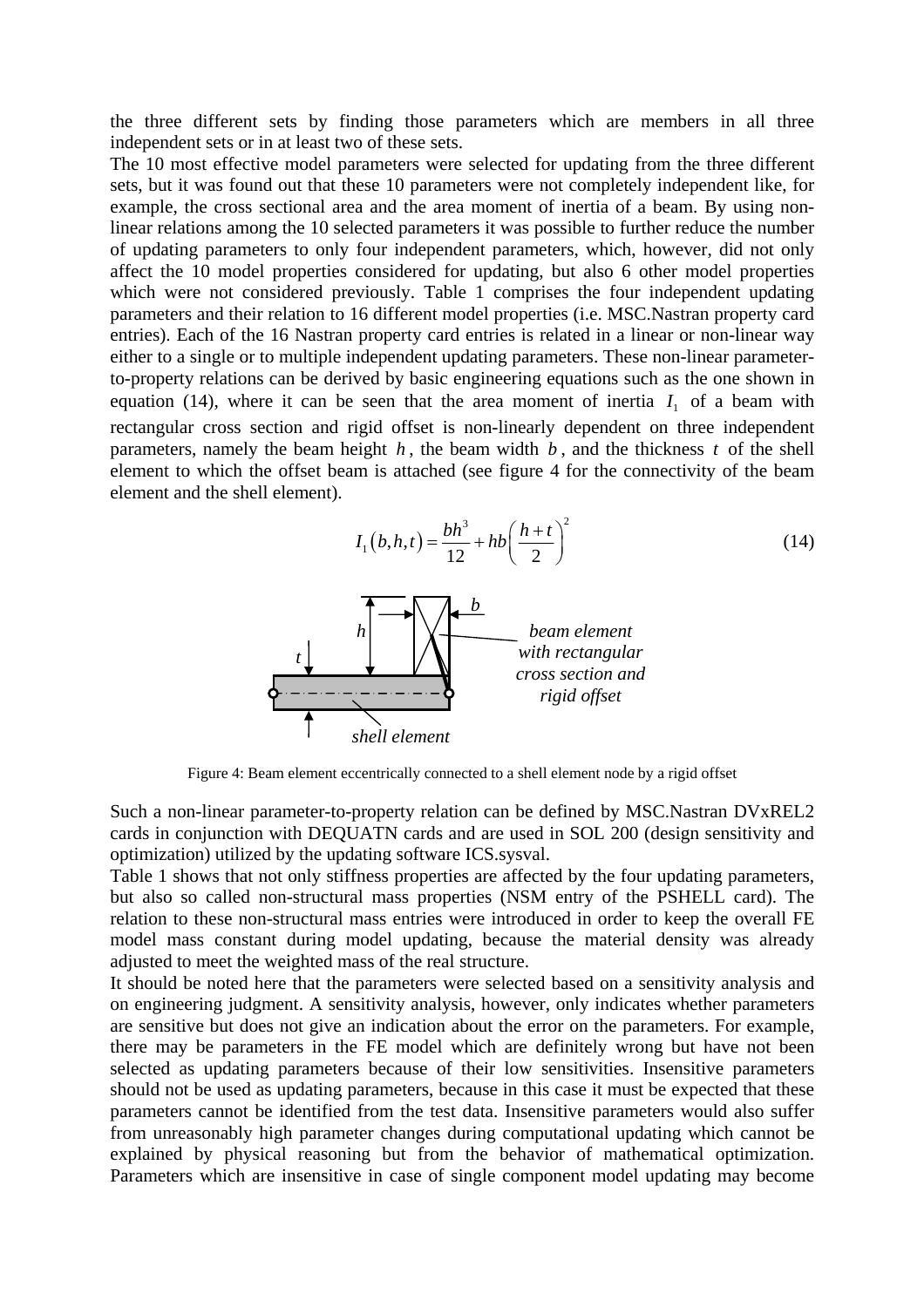the three different sets by finding those parameters which are members in all three independent sets or in at least two of these sets.

The 10 most effective model parameters were selected for updating from the three different sets, but it was found out that these 10 parameters were not completely independent like, for example, the cross sectional area and the area moment of inertia of a beam. By using non-linear relations among the 10 selected parameters it was possible to further reduce the number of updating parameters to only four independent parameters, which, however, did not only affect the 10 model properties considered for updating, but also 6 other model properties which were not considered previously. Table 1 comprises the four independent updating parameters and their relation to 16 different model properties (i.e. MSC.Nastran property card entries). Each of the 16 Nastran property card entries is related in a linear or non-linear way either to a single or to multiple independent updating parameters. These non-linear parameter-to-property relations can be derived by basic engineering equations such as the one shown in equation (14), where it can be seen that the area moment of inertia $I_1$ of a beam with rectangular cross section and rigid offset is non-linearly dependent on three independent parameters, namely the beam height $h$, the beam width $b$, and the thickness $t$ of the shell element to which the offset beam is attached (see figure 4 for the connectivity of the beam element and the shell element).

$$I_1(b,h,t) = \frac{bh^3}{12} + hb\left(\frac{h+t}{2}\right)^2 \tag{14}$$

Figure 4: Beam element eccentrically connected to a shell element node by a rigid offset

Such a non-linear parameter-to-property relation can be defined by MSC.Nastran DVxREL2 cards in conjunction with DEQUATN cards and are used in SOL 200 (design sensitivity and optimization) utilized by the updating software ICS.sysval.

Table 1 shows that not only stiffness properties are affected by the four updating parameters, but also so called non-structural mass properties (NSM entry of the PSHELL card). The relation to these non-structural mass entries were introduced in order to keep the overall FE model mass constant during model updating, because the material density was already adjusted to meet the weighted mass of the real structure.

It should be noted here that the parameters were selected based on a sensitivity analysis and on engineering judgment. A sensitivity analysis, however, only indicates whether parameters are sensitive but does not give an indication about the error on the parameters. For example, there may be parameters in the FE model which are definitely wrong but have not been selected as updating parameters because of their low sensitivities. Insensitive parameters should not be used as updating parameters, because in this case it must be expected that these parameters cannot be identified from the test data. Insensitive parameters would also suffer from unreasonably high parameter changes during computational updating which cannot be explained by physical reasoning but from the behavior of mathematical optimization. Parameters which are insensitive in case of single component model updating may become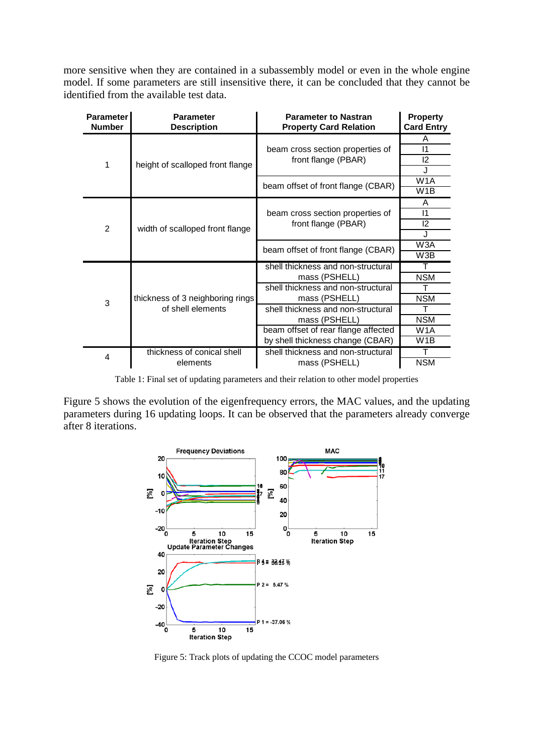more sensitive when they are contained in a subassembly model or even in the whole engine model. If some parameters are still insensitive there, it can be concluded that they cannot be identified from the available test data.

| Parameter Number | Parameter Description | Parameter to Nastran Property Card Relation | Property Card Entry |
|---|---|---|---|
| 1 | height of scalloped front flange | beam cross section properties of front flange (PBAR) | A |
| | | | I1 |
| | | | I2 |
| | | | J |
| | | beam offset of front flange (CBAR) | W1A |
| | | | W1B |
| 2 | width of scalloped front flange | beam cross section properties of front flange (PBAR) | A |
| | | | I1 |
| | | | I2 |
| | | | J |
| | | beam offset of front flange (CBAR) | W3A |
| | | | W3B |
| 3 | thickness of 3 neighboring rings of shell elements | shell thickness and non-structural mass (PSHELL) | T |
| | | | NSM |
| | | shell thickness and non-structural mass (PSHELL) | T |
| | | | NSM |
| | | shell thickness and non-structural mass (PSHELL) | T |
| | | | NSM |
| | | beam offset of rear flange affected by shell thickness change (CBAR) | W1A |
| | | | W1B |
| 4 | thickness of conical shell elements | shell thickness and non-structural mass (PSHELL) | T |
| | | | NSM |

Table 1: Final set of updating parameters and their relation to other model properties

Figure 5 shows the evolution of the eigenfrequency errors, the MAC values, and the updating parameters during 16 updating loops. It can be observed that the parameters already converge after 8 iterations.

Figure 5: Track plots of updating the CCOC model parameters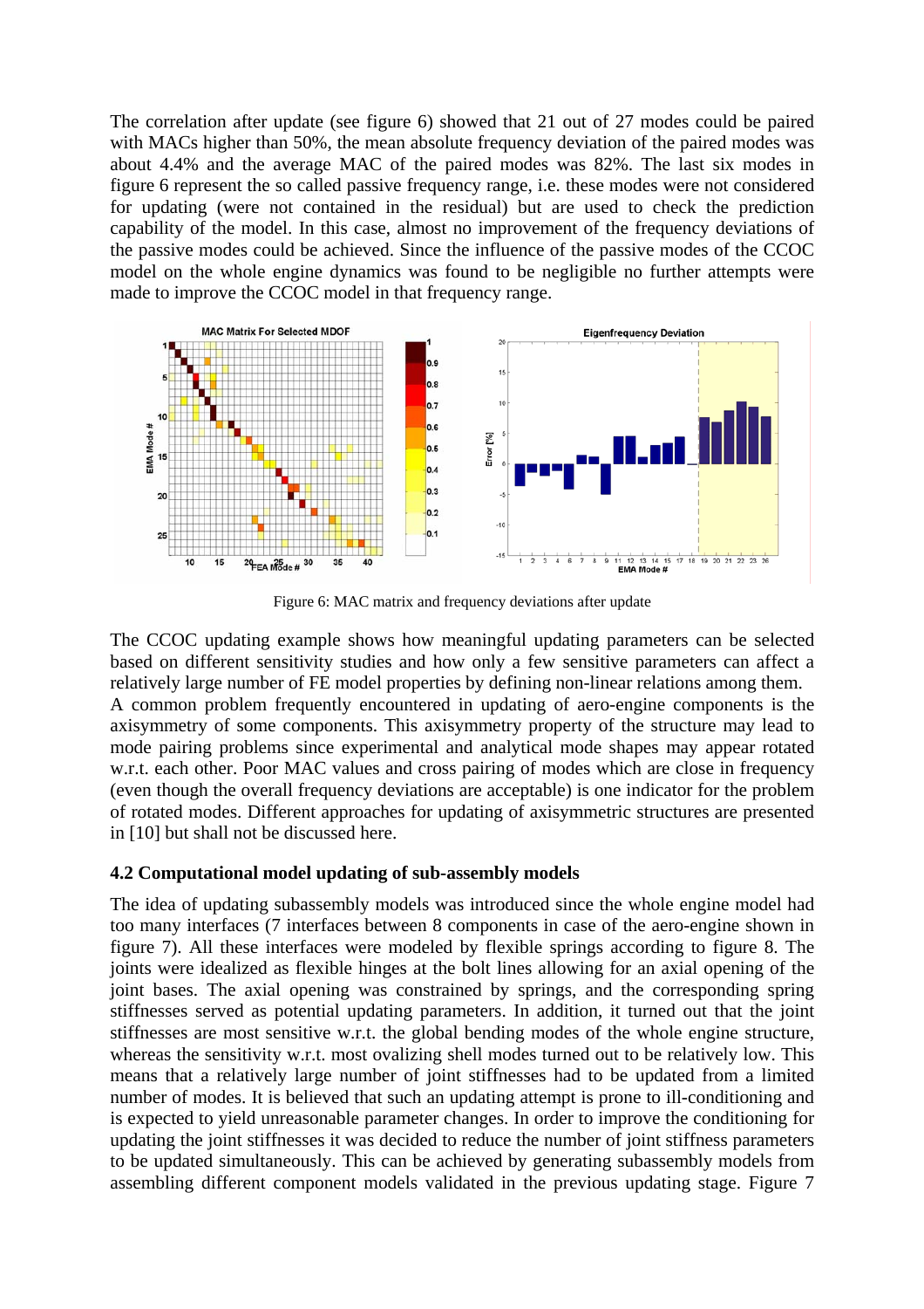The correlation after update (see figure 6) showed that 21 out of 27 modes could be paired with MACs higher than 50%, the mean absolute frequency deviation of the paired modes was about 4.4% and the average MAC of the paired modes was 82%. The last six modes in figure 6 represent the so called passive frequency range, i.e. these modes were not considered for updating (were not contained in the residual) but are used to check the prediction capability of the model. In this case, almost no improvement of the frequency deviations of the passive modes could be achieved. Since the influence of the passive modes of the CCOC model on the whole engine dynamics was found to be negligible no further attempts were made to improve the CCOC model in that frequency range.

Figure 6: MAC matrix and frequency deviations after update

The CCOC updating example shows how meaningful updating parameters can be selected based on different sensitivity studies and how only a few sensitive parameters can affect a relatively large number of FE model properties by defining non-linear relations among them.
A common problem frequently encountered in updating of aero-engine components is the axisymmetry of some components. This axisymmetry property of the structure may lead to mode pairing problems since experimental and analytical mode shapes may appear rotated w.r.t. each other. Poor MAC values and cross pairing of modes which are close in frequency (even though the overall frequency deviations are acceptable) is one indicator for the problem of rotated modes. Different approaches for updating of axisymmetric structures are presented in [10] but shall not be discussed here.

### 4.2 Computational model updating of sub-assembly models

The idea of updating subassembly models was introduced since the whole engine model had too many interfaces (7 interfaces between 8 components in case of the aero-engine shown in figure 7). All these interfaces were modeled by flexible springs according to figure 8. The joints were idealized as flexible hinges at the bolt lines allowing for an axial opening of the joint bases. The axial opening was constrained by springs, and the corresponding spring stiffnesses served as potential updating parameters. In addition, it turned out that the joint stiffnesses are most sensitive w.r.t. the global bending modes of the whole engine structure, whereas the sensitivity w.r.t. most ovalizing shell modes turned out to be relatively low. This means that a relatively large number of joint stiffnesses had to be updated from a limited number of modes. It is believed that such an updating attempt is prone to ill-conditioning and is expected to yield unreasonable parameter changes. In order to improve the conditioning for updating the joint stiffnesses it was decided to reduce the number of joint stiffness parameters to be updated simultaneously. This can be achieved by generating subassembly models from assembling different component models validated in the previous updating stage. Figure 7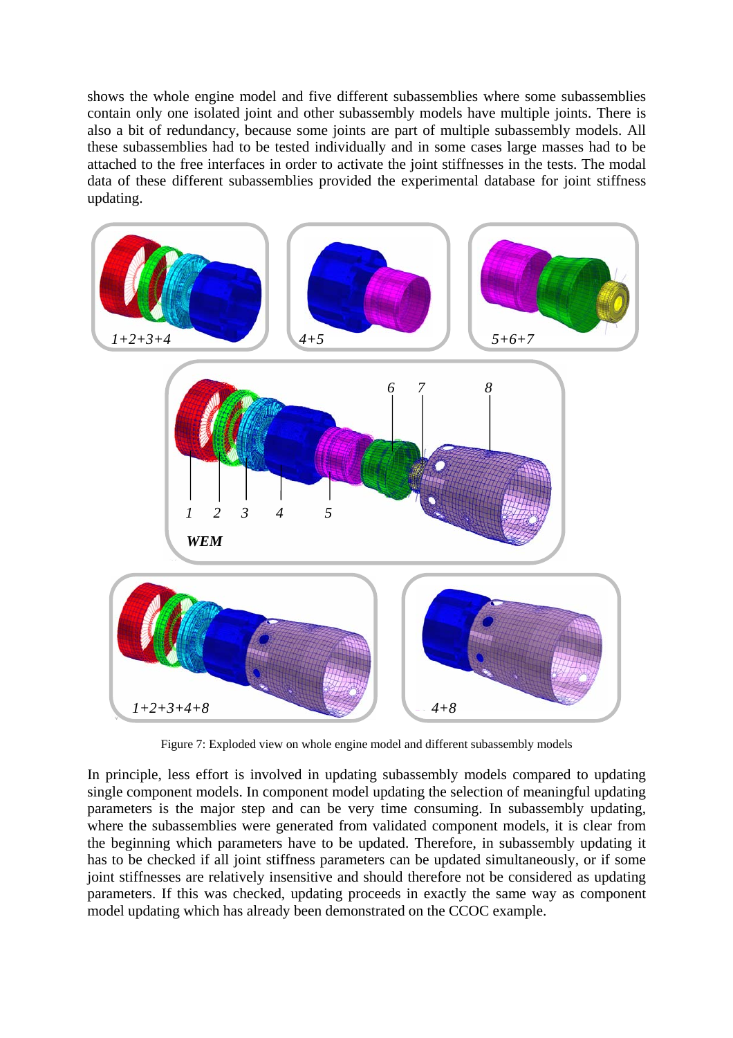shows the whole engine model and five different subassemblies where some subassemblies contain only one isolated joint and other subassembly models have multiple joints. There is also a bit of redundancy, because some joints are part of multiple subassembly models. All these subassemblies had to be tested individually and in some cases large masses had to be attached to the free interfaces in order to activate the joint stiffnesses in the tests. The modal data of these different subassemblies provided the experimental database for joint stiffness updating.

Figure 7: Exploded view on whole engine model and different subassembly models

In principle, less effort is involved in updating subassembly models compared to updating single component models. In component model updating the selection of meaningful updating parameters is the major step and can be very time consuming. In subassembly updating, where the subassemblies were generated from validated component models, it is clear from the beginning which parameters have to be updated. Therefore, in subassembly updating it has to be checked if all joint stiffness parameters can be updated simultaneously, or if some joint stiffnesses are relatively insensitive and should therefore not be considered as updating parameters. If this was checked, updating proceeds in exactly the same way as component model updating which has already been demonstrated on the CCOC example.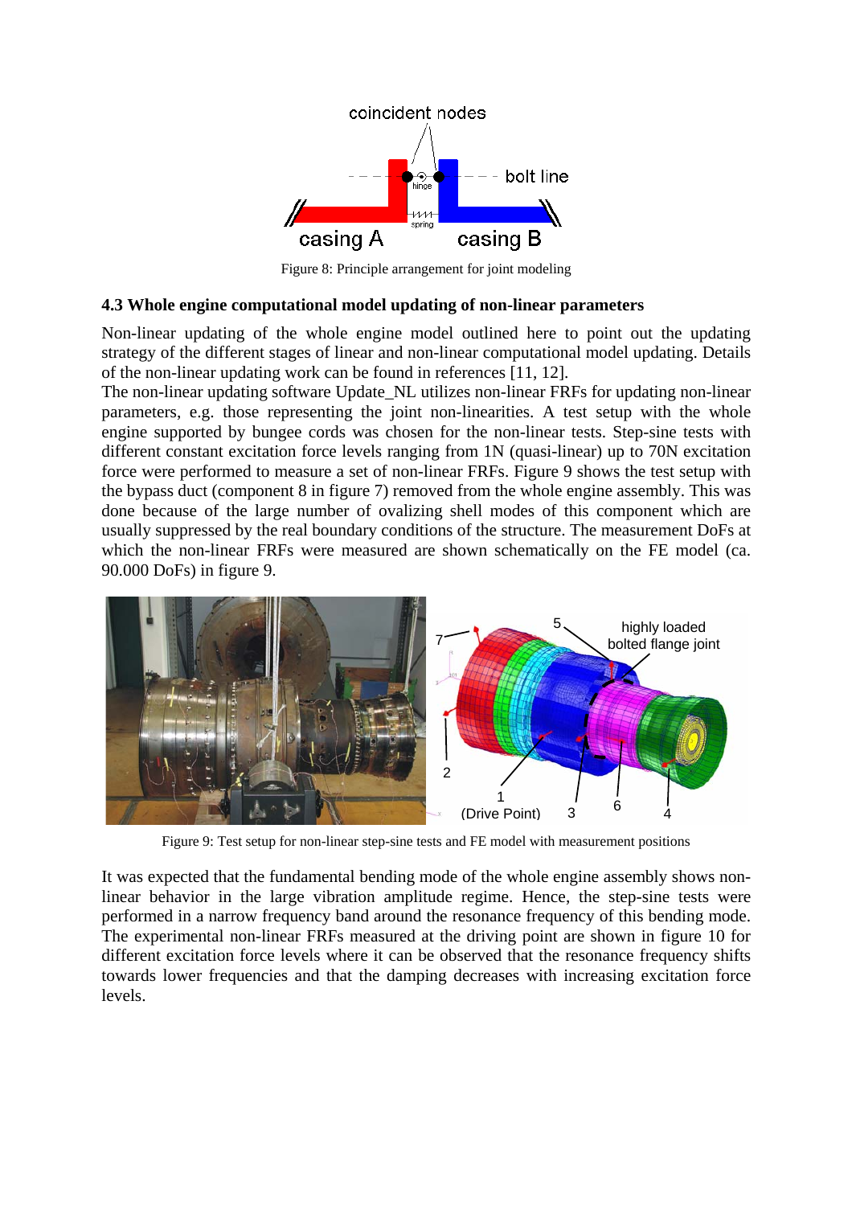Figure 8: Principle arrangement for joint modeling

### 4.3 Whole engine computational model updating of non-linear parameters

Non-linear updating of the whole engine model outlined here to point out the updating strategy of the different stages of linear and non-linear computational model updating. Details of the non-linear updating work can be found in references [11, 12].

The non-linear updating software Update_NL utilizes non-linear FRFs for updating non-linear parameters, e.g. those representing the joint non-linearities. A test setup with the whole engine supported by bungee cords was chosen for the non-linear tests. Step-sine tests with different constant excitation force levels ranging from 1N (quasi-linear) up to 70N excitation force were performed to measure a set of non-linear FRFs. Figure 9 shows the test setup with the bypass duct (component 8 in figure 7) removed from the whole engine assembly. This was done because of the large number of ovalizing shell modes of this component which are usually suppressed by the real boundary conditions of the structure. The measurement DoFs at which the non-linear FRFs were measured are shown schematically on the FE model (ca. 90.000 DoFs) in figure 9.

Figure 9: Test setup for non-linear step-sine tests and FE model with measurement positions

It was expected that the fundamental bending mode of the whole engine assembly shows non-linear behavior in the large vibration amplitude regime. Hence, the step-sine tests were performed in a narrow frequency band around the resonance frequency of this bending mode. The experimental non-linear FRFs measured at the driving point are shown in figure 10 for different excitation force levels where it can be observed that the resonance frequency shifts towards lower frequencies and that the damping decreases with increasing excitation force levels.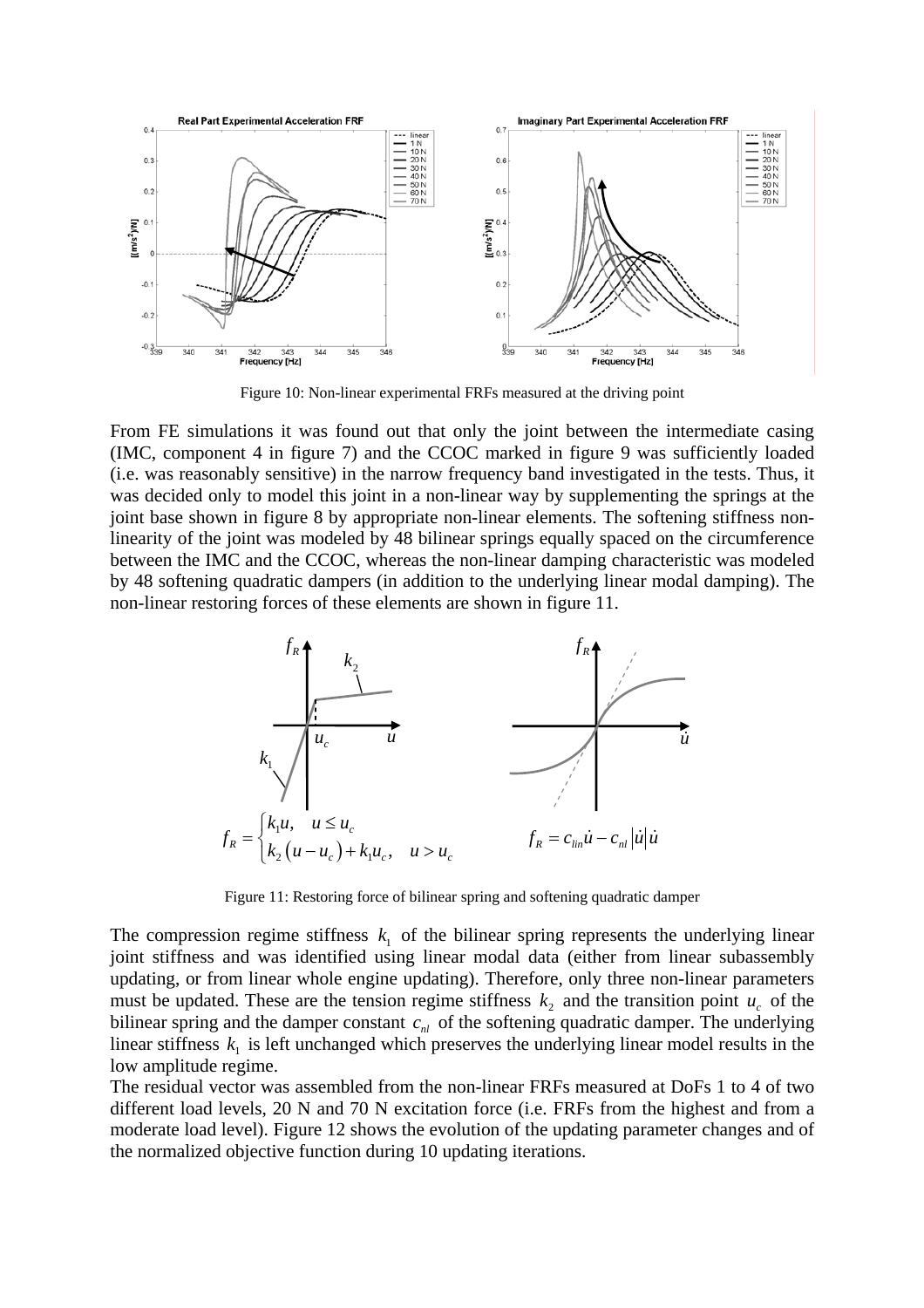Figure 10: Non-linear experimental FRFs measured at the driving point

From FE simulations it was found out that only the joint between the intermediate casing (IMC, component 4 in figure 7) and the CCOC marked in figure 9 was sufficiently loaded (i.e. was reasonably sensitive) in the narrow frequency band investigated in the tests. Thus, it was decided only to model this joint in a non-linear way by supplementing the springs at the joint base shown in figure 8 by appropriate non-linear elements. The softening stiffness non-linearity of the joint was modeled by 48 bilinear springs equally spaced on the circumference between the IMC and the CCOC, whereas the non-linear damping characteristic was modeled by 48 softening quadratic dampers (in addition to the underlying linear modal damping). The non-linear restoring forces of these elements are shown in figure 11.

$$f_R = \begin{cases} k_1 u, & u \le u_c \\ k_2 (u - u_c) + k_1 u_c, & u > u_c \end{cases} \qquad f_R = c_{lin}\dot{u} - c_{nl}\left|\dot{u}\right|\dot{u}$$

Figure 11: Restoring force of bilinear spring and softening quadratic damper

The compression regime stiffness $k_1$ of the bilinear spring represents the underlying linear joint stiffness and was identified using linear modal data (either from linear subassembly updating, or from linear whole engine updating). Therefore, only three non-linear parameters must be updated. These are the tension regime stiffness $k_2$ and the transition point $u_c$ of the bilinear spring and the damper constant $c_{nl}$ of the softening quadratic damper. The underlying linear stiffness $k_1$ is left unchanged which preserves the underlying linear model results in the low amplitude regime.

The residual vector was assembled from the non-linear FRFs measured at DoFs 1 to 4 of two different load levels, 20 N and 70 N excitation force (i.e. FRFs from the highest and from a moderate load level). Figure 12 shows the evolution of the updating parameter changes and of the normalized objective function during 10 updating iterations.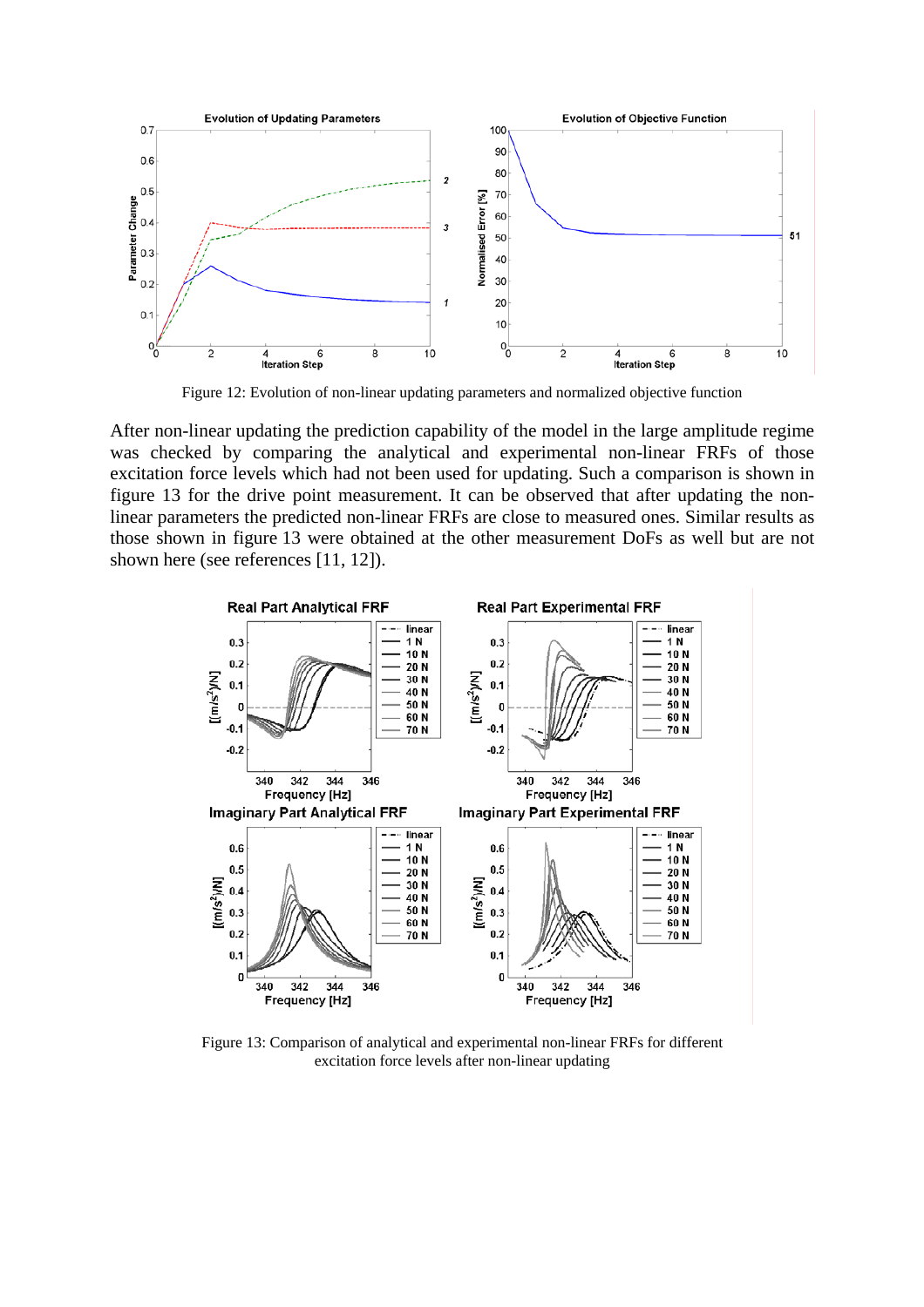Figure 12: Evolution of non-linear updating parameters and normalized objective function

After non-linear updating the prediction capability of the model in the large amplitude regime was checked by comparing the analytical and experimental non-linear FRFs of those excitation force levels which had not been used for updating. Such a comparison is shown in figure 13 for the drive point measurement. It can be observed that after updating the non-linear parameters the predicted non-linear FRFs are close to measured ones. Similar results as those shown in figure 13 were obtained at the other measurement DoFs as well but are not shown here (see references [11, 12]).

Figure 13: Comparison of analytical and experimental non-linear FRFs for different excitation force levels after non-linear updating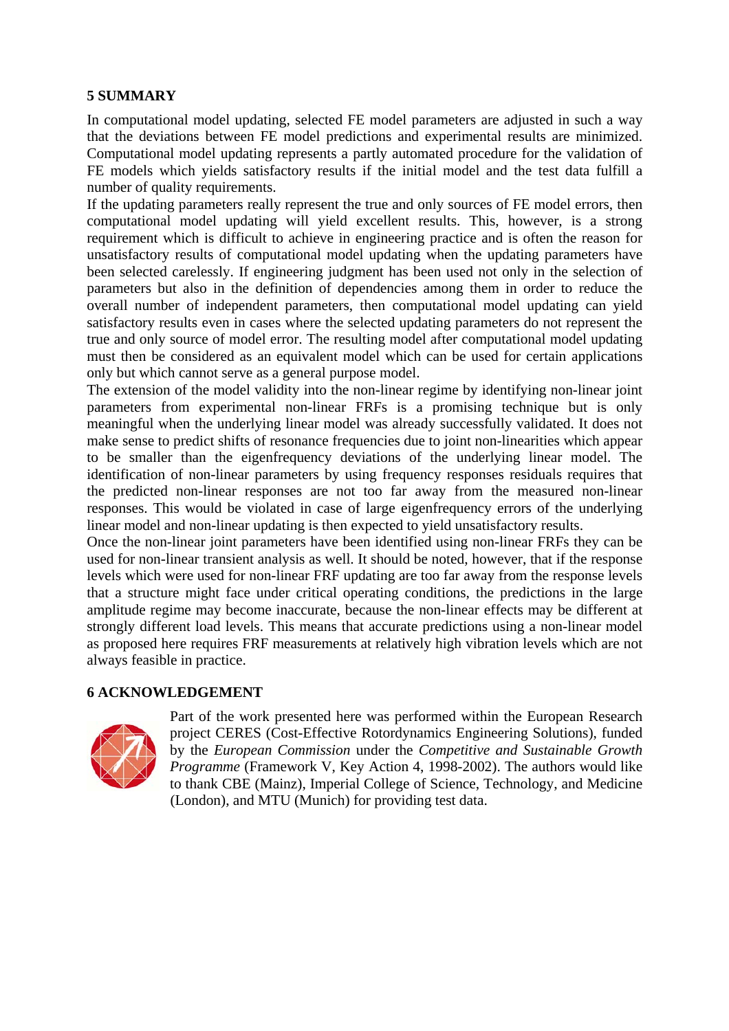## 5 SUMMARY

In computational model updating, selected FE model parameters are adjusted in such a way that the deviations between FE model predictions and experimental results are minimized. Computational model updating represents a partly automated procedure for the validation of FE models which yields satisfactory results if the initial model and the test data fulfill a number of quality requirements.

If the updating parameters really represent the true and only sources of FE model errors, then computational model updating will yield excellent results. This, however, is a strong requirement which is difficult to achieve in engineering practice and is often the reason for unsatisfactory results of computational model updating when the updating parameters have been selected carelessly. If engineering judgment has been used not only in the selection of parameters but also in the definition of dependencies among them in order to reduce the overall number of independent parameters, then computational model updating can yield satisfactory results even in cases where the selected updating parameters do not represent the true and only source of model error. The resulting model after computational model updating must then be considered as an equivalent model which can be used for certain applications only but which cannot serve as a general purpose model.

The extension of the model validity into the non-linear regime by identifying non-linear joint parameters from experimental non-linear FRFs is a promising technique but is only meaningful when the underlying linear model was already successfully validated. It does not make sense to predict shifts of resonance frequencies due to joint non-linearities which appear to be smaller than the eigenfrequency deviations of the underlying linear model. The identification of non-linear parameters by using frequency responses residuals requires that the predicted non-linear responses are not too far away from the measured non-linear responses. This would be violated in case of large eigenfrequency errors of the underlying linear model and non-linear updating is then expected to yield unsatisfactory results.

Once the non-linear joint parameters have been identified using non-linear FRFs they can be used for non-linear transient analysis as well. It should be noted, however, that if the response levels which were used for non-linear FRF updating are too far away from the response levels that a structure might face under critical operating conditions, the predictions in the large amplitude regime may become inaccurate, because the non-linear effects may be different at strongly different load levels. This means that accurate predictions using a non-linear model as proposed here requires FRF measurements at relatively high vibration levels which are not always feasible in practice.

## 6 ACKNOWLEDGEMENT

Part of the work presented here was performed within the European Research project CERES (Cost-Effective Rotordynamics Engineering Solutions), funded by the *European Commission* under the *Competitive and Sustainable Growth Programme* (Framework V, Key Action 4, 1998-2002). The authors would like to thank CBE (Mainz), Imperial College of Science, Technology, and Medicine (London), and MTU (Munich) for providing test data.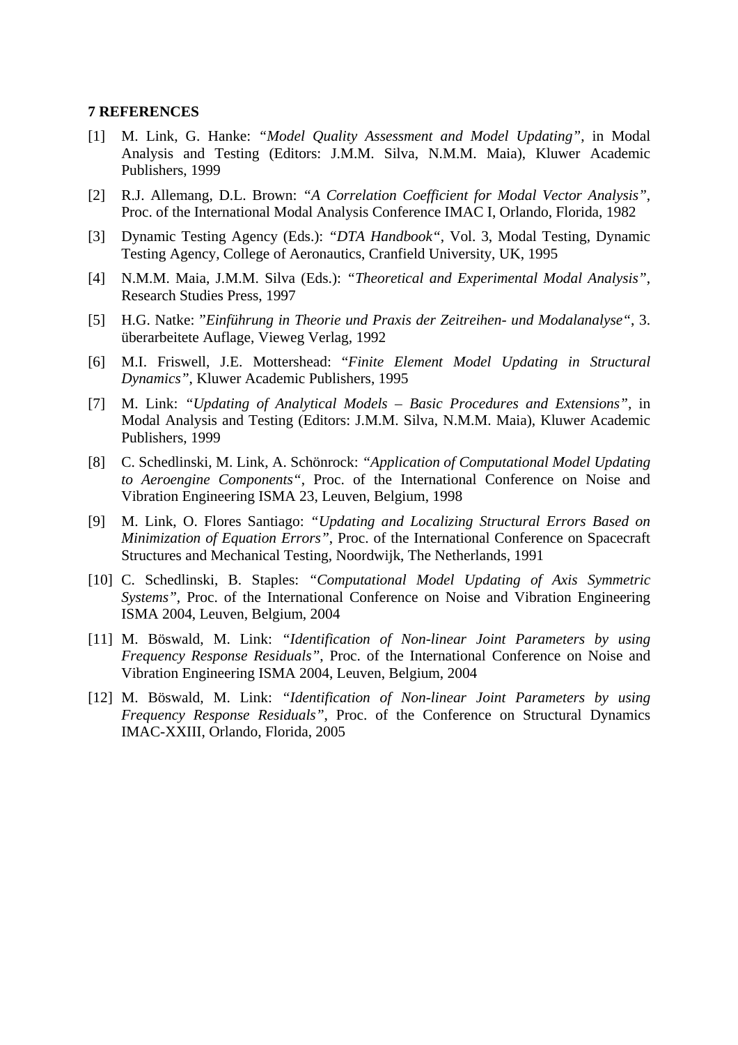**7 REFERENCES**

[1] M. Link, G. Hanke: *"Model Quality Assessment and Model Updating"*, in Modal Analysis and Testing (Editors: J.M.M. Silva, N.M.M. Maia), Kluwer Academic Publishers, 1999

[2] R.J. Allemang, D.L. Brown: *"A Correlation Coefficient for Modal Vector Analysis"*, Proc. of the International Modal Analysis Conference IMAC I, Orlando, Florida, 1982

[3] Dynamic Testing Agency (Eds.): *"DTA Handbook"*, Vol. 3, Modal Testing, Dynamic Testing Agency, College of Aeronautics, Cranfield University, UK, 1995

[4] N.M.M. Maia, J.M.M. Silva (Eds.): *"Theoretical and Experimental Modal Analysis"*, Research Studies Press, 1997

[5] H.G. Natke: *"Einführung in Theorie und Praxis der Zeitreihen- und Modalanalyse"*, 3. überarbeitete Auflage, Vieweg Verlag, 1992

[6] M.I. Friswell, J.E. Mottershead: *"Finite Element Model Updating in Structural Dynamics"*, Kluwer Academic Publishers, 1995

[7] M. Link: *"Updating of Analytical Models – Basic Procedures and Extensions"*, in Modal Analysis and Testing (Editors: J.M.M. Silva, N.M.M. Maia), Kluwer Academic Publishers, 1999

[8] C. Schedlinski, M. Link, A. Schönrock: *"Application of Computational Model Updating to Aeroengine Components"*, Proc. of the International Conference on Noise and Vibration Engineering ISMA 23, Leuven, Belgium, 1998

[9] M. Link, O. Flores Santiago: *"Updating and Localizing Structural Errors Based on Minimization of Equation Errors"*, Proc. of the International Conference on Spacecraft Structures and Mechanical Testing, Noordwijk, The Netherlands, 1991

[10] C. Schedlinski, B. Staples: *"Computational Model Updating of Axis Symmetric Systems"*, Proc. of the International Conference on Noise and Vibration Engineering ISMA 2004, Leuven, Belgium, 2004

[11] M. Böswald, M. Link: *"Identification of Non-linear Joint Parameters by using Frequency Response Residuals"*, Proc. of the International Conference on Noise and Vibration Engineering ISMA 2004, Leuven, Belgium, 2004

[12] M. Böswald, M. Link: *"Identification of Non-linear Joint Parameters by using Frequency Response Residuals"*, Proc. of the Conference on Structural Dynamics IMAC-XXIII, Orlando, Florida, 2005